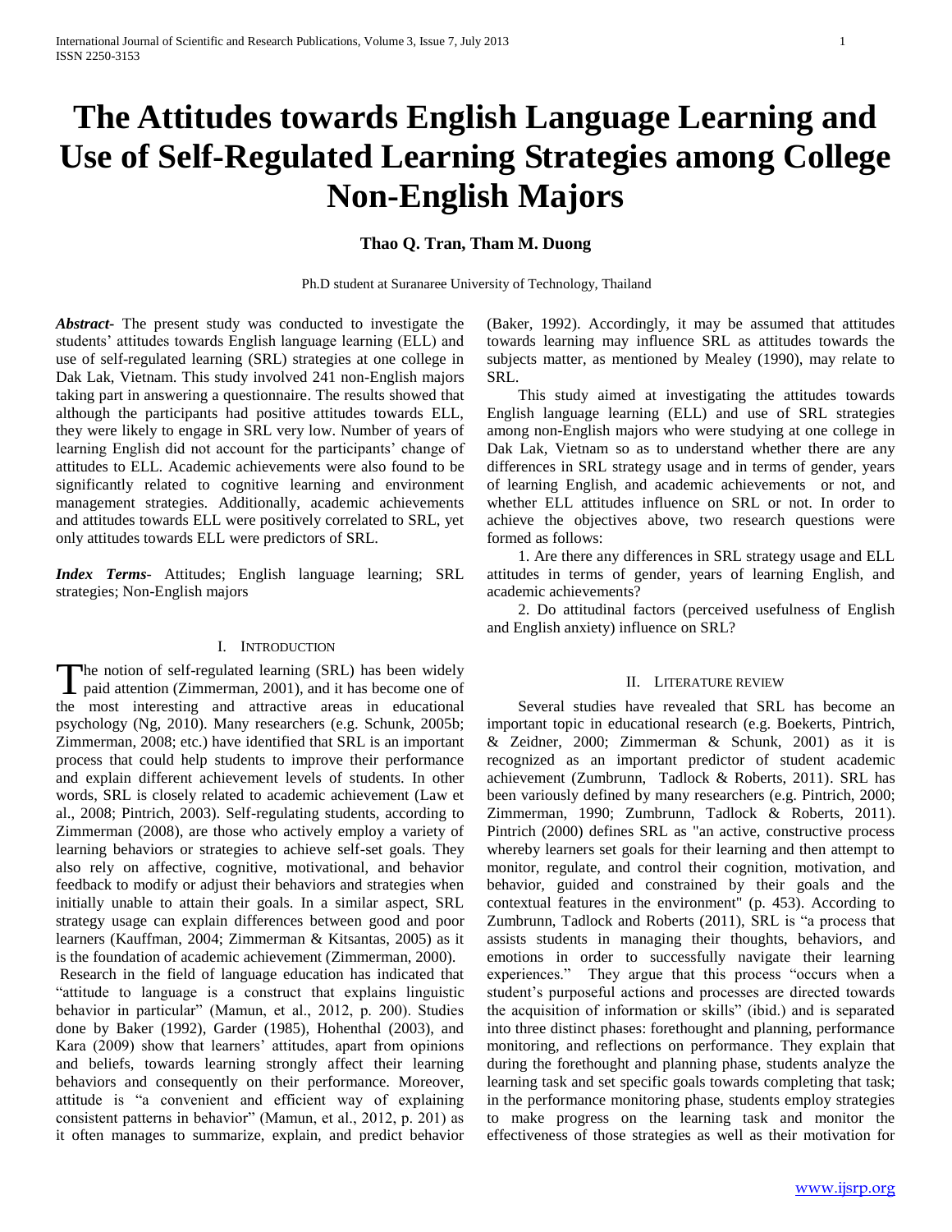# The Attitudes towards English Language Learning and Use of Self-Regulated Learning Strategies among College Non-English Majors

**Thao Q. Tran, Tham M. Duong**

Ph.D student at Suranaree University of Technology, Thailand

***Abstract***- The present study was conducted to investigate the students' attitudes towards English language learning (ELL) and use of self-regulated learning (SRL) strategies at one college in Dak Lak, Vietnam. This study involved 241 non-English majors taking part in answering a questionnaire. The results showed that although the participants had positive attitudes towards ELL, they were likely to engage in SRL very low. Number of years of learning English did not account for the participants' change of attitudes to ELL. Academic achievements were also found to be significantly related to cognitive learning and environment management strategies. Additionally, academic achievements and attitudes towards ELL were positively correlated to SRL, yet only attitudes towards ELL were predictors of SRL.

***Index Terms***- Attitudes; English language learning; SRL strategies; Non-English majors

## I. Introduction

The notion of self-regulated learning (SRL) has been widely paid attention (Zimmerman, 2001), and it has become one of the most interesting and attractive areas in educational psychology (Ng, 2010). Many researchers (e.g. Schunk, 2005b; Zimmerman, 2008; etc.) have identified that SRL is an important process that could help students to improve their performance and explain different achievement levels of students. In other words, SRL is closely related to academic achievement (Law et al., 2008; Pintrich, 2003). Self-regulating students, according to Zimmerman (2008), are those who actively employ a variety of learning behaviors or strategies to achieve self-set goals. They also rely on affective, cognitive, motivational, and behavior feedback to modify or adjust their behaviors and strategies when initially unable to attain their goals. In a similar aspect, SRL strategy usage can explain differences between good and poor learners (Kauffman, 2004; Zimmerman & Kitsantas, 2005) as it is the foundation of academic achievement (Zimmerman, 2000).

Research in the field of language education has indicated that "attitude to language is a construct that explains linguistic behavior in particular" (Mamun, et al., 2012, p. 200). Studies done by Baker (1992), Garder (1985), Hohenthal (2003), and Kara (2009) show that learners' attitudes, apart from opinions and beliefs, towards learning strongly affect their learning behaviors and consequently on their performance. Moreover, attitude is "a convenient and efficient way of explaining consistent patterns in behavior" (Mamun, et al., 2012, p. 201) as it often manages to summarize, explain, and predict behavior (Baker, 1992). Accordingly, it may be assumed that attitudes towards learning may influence SRL as attitudes towards the subjects matter, as mentioned by Mealey (1990), may relate to SRL.

This study aimed at investigating the attitudes towards English language learning (ELL) and use of SRL strategies among non-English majors who were studying at one college in Dak Lak, Vietnam so as to understand whether there are any differences in SRL strategy usage and in terms of gender, years of learning English, and academic achievements or not, and whether ELL attitudes influence on SRL or not. In order to achieve the objectives above, two research questions were formed as follows:

1. Are there any differences in SRL strategy usage and ELL attitudes in terms of gender, years of learning English, and academic achievements?

2. Do attitudinal factors (perceived usefulness of English and English anxiety) influence on SRL?

## II. Literature review

Several studies have revealed that SRL has become an important topic in educational research (e.g. Boekerts, Pintrich, & Zeidner, 2000; Zimmerman & Schunk, 2001) as it is recognized as an important predictor of student academic achievement (Zumbrunn, Tadlock & Roberts, 2011). SRL has been variously defined by many researchers (e.g. Pintrich, 2000; Zimmerman, 1990; Zumbrunn, Tadlock & Roberts, 2011). Pintrich (2000) defines SRL as "an active, constructive process whereby learners set goals for their learning and then attempt to monitor, regulate, and control their cognition, motivation, and behavior, guided and constrained by their goals and the contextual features in the environment" (p. 453). According to Zumbrunn, Tadlock and Roberts (2011), SRL is "a process that assists students in managing their thoughts, behaviors, and emotions in order to successfully navigate their learning experiences." They argue that this process "occurs when a student's purposeful actions and processes are directed towards the acquisition of information or skills" (ibid.) and is separated into three distinct phases: forethought and planning, performance monitoring, and reflections on performance. They explain that during the forethought and planning phase, students analyze the learning task and set specific goals towards completing that task; in the performance monitoring phase, students employ strategies to make progress on the learning task and monitor the effectiveness of those strategies as well as their motivation for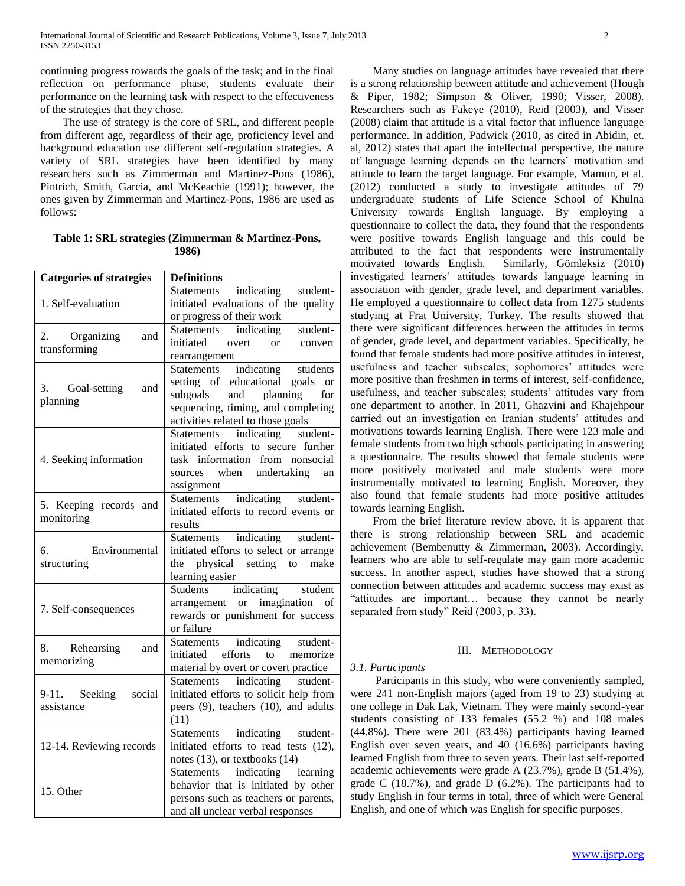continuing progress towards the goals of the task; and in the final reflection on performance phase, students evaluate their performance on the learning task with respect to the effectiveness of the strategies that they chose.

The use of strategy is the core of SRL, and different people from different age, regardless of their age, proficiency level and background education use different self-regulation strategies. A variety of SRL strategies have been identified by many researchers such as Zimmerman and Martinez-Pons (1986), Pintrich, Smith, Garcia, and McKeachie (1991); however, the ones given by Zimmerman and Martinez-Pons, 1986 are used as follows:

**Table 1: SRL strategies (Zimmerman & Martinez-Pons, 1986)**

| Categories of strategies | Definitions |
|---|---|
| 1. Self-evaluation | Statements indicating student-initiated evaluations of the quality or progress of their work |
| 2. Organizing and transforming | Statements indicating student-initiated overt or convert rearrangement |
| 3. Goal-setting and planning | Statements indicating students setting of educational goals or subgoals and planning for sequencing, timing, and completing activities related to those goals |
| 4. Seeking information | Statements indicating student-initiated efforts to secure further task information from nonsocial sources when undertaking an assignment |
| 5. Keeping records and monitoring | Statements indicating student-initiated efforts to record events or results |
| 6. Environmental structuring | Statements indicating student-initiated efforts to select or arrange the physical setting to make learning easier |
| 7. Self-consequences | Students indicating student arrangement or imagination of rewards or punishment for success or failure |
| 8. Rehearsing and memorizing | Statements indicating student-initiated efforts to memorize material by overt or covert practice |
| 9-11. Seeking social assistance | Statements indicating student-initiated efforts to solicit help from peers (9), teachers (10), and adults (11) |
| 12-14. Reviewing records | Statements indicating student-initiated efforts to read tests (12), notes (13), or textbooks (14) |
| 15. Other | Statements indicating learning behavior that is initiated by other persons such as teachers or parents, and all unclear verbal responses |

Many studies on language attitudes have revealed that there is a strong relationship between attitude and achievement (Hough & Piper, 1982; Simpson & Oliver, 1990; Visser, 2008). Researchers such as Fakeye (2010), Reid (2003), and Visser (2008) claim that attitude is a vital factor that influence language performance. In addition, Padwick (2010, as cited in Abidin, et. al, 2012) states that apart the intellectual perspective, the nature of language learning depends on the learners' motivation and attitude to learn the target language. For example, Mamun, et al. (2012) conducted a study to investigate attitudes of 79 undergraduate students of Life Science School of Khulna University towards English language. By employing a questionnaire to collect the data, they found that the respondents were positive towards English language and this could be attributed to the fact that respondents were instrumentally motivated towards English. Similarly, Gömleksiz (2010) investigated learners' attitudes towards language learning in association with gender, grade level, and department variables. He employed a questionnaire to collect data from 1275 students studying at Frat University, Turkey. The results showed that there were significant differences between the attitudes in terms of gender, grade level, and department variables. Specifically, he found that female students had more positive attitudes in interest, usefulness and teacher subscales; sophomores' attitudes were more positive than freshmen in terms of interest, self-confidence, usefulness, and teacher subscales; students' attitudes vary from one department to another. In 2011, Ghazvini and Khajehpour carried out an investigation on Iranian students' attitudes and motivations towards learning English. There were 123 male and female students from two high schools participating in answering a questionnaire. The results showed that female students were more positively motivated and male students were more instrumentally motivated to learning English. Moreover, they also found that female students had more positive attitudes towards learning English.

From the brief literature review above, it is apparent that there is strong relationship between SRL and academic achievement (Bembenutty & Zimmerman, 2003). Accordingly, learners who are able to self-regulate may gain more academic success. In another aspect, studies have showed that a strong connection between attitudes and academic success may exist as "attitudes are important… because they cannot be nearly separated from study" Reid (2003, p. 33).

## III. Methodology

### *3.1. Participants*

Participants in this study, who were conveniently sampled, were 241 non-English majors (aged from 19 to 23) studying at one college in Dak Lak, Vietnam. They were mainly second-year students consisting of 133 females (55.2 %) and 108 males (44.8%). There were 201 (83.4%) participants having learned English over seven years, and 40 (16.6%) participants having learned English from three to seven years. Their last self-reported academic achievements were grade A (23.7%), grade B (51.4%), grade C (18.7%), and grade D (6.2%). The participants had to study English in four terms in total, three of which were General English, and one of which was English for specific purposes.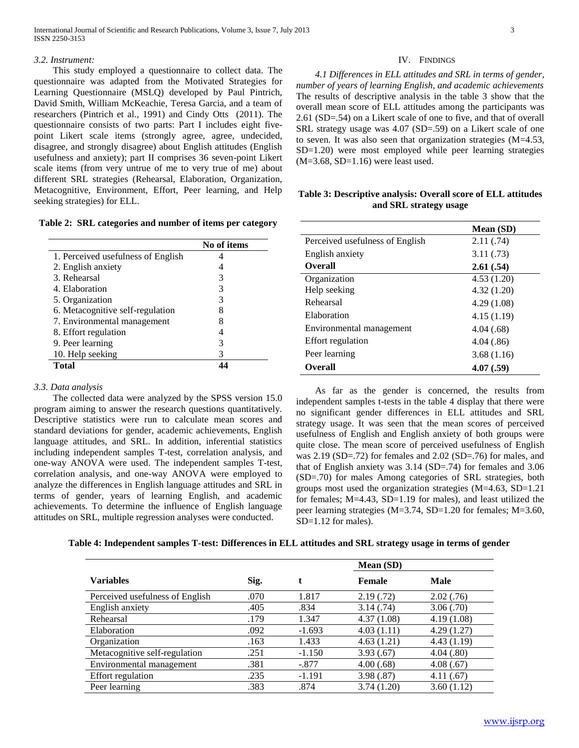*3.2. Instrument:*

This study employed a questionnaire to collect data. The questionnaire was adapted from the Motivated Strategies for Learning Questionnaire (MSLQ) developed by Paul Pintrich, David Smith, William McKeachie, Teresa Garcia, and a team of researchers (Pintrich et al., 1991) and Cindy Otts (2011). The questionnaire consists of two parts: Part I includes eight five-point Likert scale items (strongly agree, agree, undecided, disagree, and strongly disagree) about English attitudes (English usefulness and anxiety); part II comprises 36 seven-point Likert scale items (from very untrue of me to very true of me) about different SRL strategies (Rehearsal, Elaboration, Organization, Metacognitive, Environment, Effort, Peer learning, and Help seeking strategies) for ELL.

**Table 2: SRL categories and number of items per category**

| | No of items |
|---|---|
| 1. Perceived usefulness of English | 4 |
| 2. English anxiety | 4 |
| 3. Rehearsal | 3 |
| 4. Elaboration | 3 |
| 5. Organization | 3 |
| 6. Metacognitive self-regulation | 8 |
| 7. Environmental management | 8 |
| 8. Effort regulation | 4 |
| 9. Peer learning | 3 |
| 10. Help seeking | 3 |
| **Total** | **44** |

*3.3. Data analysis*

The collected data were analyzed by the SPSS version 15.0 program aiming to answer the research questions quantitatively. Descriptive statistics were run to calculate mean scores and standard deviations for gender, academic achievements, English language attitudes, and SRL. In addition, inferential statistics including independent samples T-test, correlation analysis, and one-way ANOVA were used. The independent samples T-test, correlation analysis, and one-way ANOVA were employed to analyze the differences in English language attitudes and SRL in terms of gender, years of learning English, and academic achievements. To determine the influence of English language attitudes on SRL, multiple regression analyses were conducted.

## IV. Findings

*4.1 Differences in ELL attitudes and SRL in terms of gender, number of years of learning English, and academic achievements*

The results of descriptive analysis in the table 3 show that the overall mean score of ELL attitudes among the participants was 2.61 (SD=.54) on a Likert scale of one to five, and that of overall SRL strategy usage was 4.07 (SD=.59) on a Likert scale of one to seven. It was also seen that organization strategies (M=4.53, SD=1.20) were most employed while peer learning strategies (M=3.68, SD=1.16) were least used.

**Table 3: Descriptive analysis: Overall score of ELL attitudes and SRL strategy usage**

| | Mean (SD) |
|---|---|
| Perceived usefulness of English | 2.11 (.74) |
| English anxiety | 3.11 (.73) |
| **Overall** | **2.61 (.54)** |
| Organization | 4.53 (1.20) |
| Help seeking | 4.32 (1.20) |
| Rehearsal | 4.29 (1.08) |
| Elaboration | 4.15 (1.19) |
| Environmental management | 4.04 (.68) |
| Effort regulation | 4.04 (.86) |
| Peer learning | 3.68 (1.16) |
| **Overall** | **4.07 (.59)** |

As far as the gender is concerned, the results from independent samples t-tests in the table 4 display that there were no significant gender differences in ELL attitudes and SRL strategy usage. It was seen that the mean scores of perceived usefulness of English and English anxiety of both groups were quite close. The mean score of perceived usefulness of English was 2.19 (SD=.72) for females and 2.02 (SD=.76) for males, and that of English anxiety was 3.14 (SD=.74) for females and 3.06 (SD=.70) for males Among categories of SRL strategies, both groups most used the organization strategies (M=4.63, SD=1.21 for females; M=4.43, SD=1.19 for males), and least utilized the peer learning strategies (M=3.74, SD=1.20 for females; M=3.60, SD=1.12 for males).

**Table 4: Independent samples T-test: Differences in ELL attitudes and SRL strategy usage in terms of gender**

| | | | Mean (SD) | |
|---|---|---|---|---|
| **Variables** | **Sig.** | **t** | **Female** | **Male** |
| Perceived usefulness of English | .070 | 1.817 | 2.19 (.72) | 2.02 (.76) |
| English anxiety | .405 | .834 | 3.14 (.74) | 3.06 (.70) |
| Rehearsal | .179 | 1.347 | 4.37 (1.08) | 4.19 (1.08) |
| Elaboration | .092 | -1.693 | 4.03 (1.11) | 4.29 (1.27) |
| Organization | .163 | 1.433 | 4.63 (1.21) | 4.43 (1.19) |
| Metacognitive self-regulation | .251 | -1.150 | 3.93 (.67) | 4.04 (.80) |
| Environmental management | .381 | -.877 | 4.00 (.68) | 4.08 (.67) |
| Effort regulation | .235 | -1.191 | 3.98 (.87) | 4.11 (.67) |
| Peer learning | .383 | .874 | 3.74 (1.20) | 3.60 (1.12) |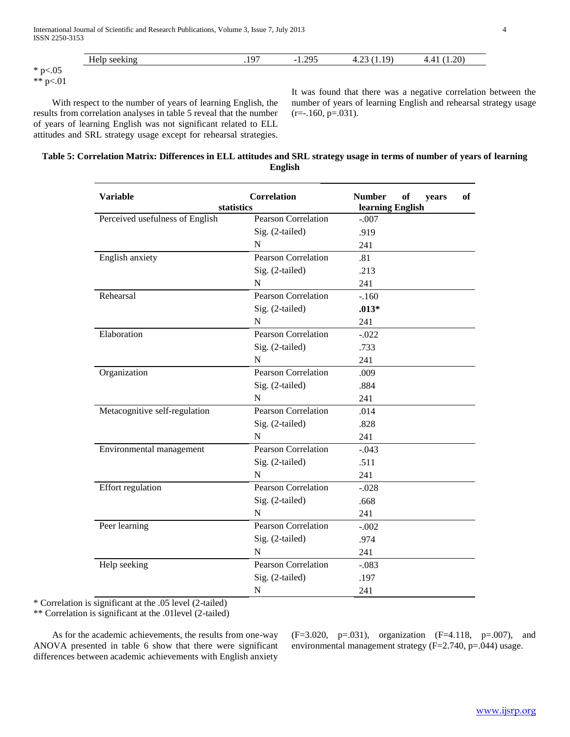| Help seeking | .197 | -1.295 | 4.23 (1.19) | 4.41 (1.20) |
|---|---|---|---|---|

\* p<.05
\*\* p<.01

With respect to the number of years of learning English, the results from correlation analyses in table 5 reveal that the number of years of learning English was not significant related to ELL attitudes and SRL strategy usage except for rehearsal strategies. It was found that there was a negative correlation between the number of years of learning English and rehearsal strategy usage (r=-.160, p=.031).

**Table 5: Correlation Matrix: Differences in ELL attitudes and SRL strategy usage in terms of number of years of learning English**

| Variable | Correlation statistics | Number of years of learning English |
|---|---|---|
| Perceived usefulness of English | Pearson Correlation | -.007 |
| | Sig. (2-tailed) | .919 |
| | N | 241 |
| English anxiety | Pearson Correlation | .81 |
| | Sig. (2-tailed) | .213 |
| | N | 241 |
| Rehearsal | Pearson Correlation | -.160 |
| | Sig. (2-tailed) | **.013*** |
| | N | 241 |
| Elaboration | Pearson Correlation | -.022 |
| | Sig. (2-tailed) | .733 |
| | N | 241 |
| Organization | Pearson Correlation | .009 |
| | Sig. (2-tailed) | .884 |
| | N | 241 |
| Metacognitive self-regulation | Pearson Correlation | .014 |
| | Sig. (2-tailed) | .828 |
| | N | 241 |
| Environmental management | Pearson Correlation | -.043 |
| | Sig. (2-tailed) | .511 |
| | N | 241 |
| Effort regulation | Pearson Correlation | -.028 |
| | Sig. (2-tailed) | .668 |
| | N | 241 |
| Peer learning | Pearson Correlation | -.002 |
| | Sig. (2-tailed) | .974 |
| | N | 241 |
| Help seeking | Pearson Correlation | -.083 |
| | Sig. (2-tailed) | .197 |
| | N | 241 |

\* Correlation is significant at the .05 level (2-tailed)
\*\* Correlation is significant at the .01level (2-tailed)

As for the academic achievements, the results from one-way ANOVA presented in table 6 show that there were significant differences between academic achievements with English anxiety (F=3.020, p=.031), organization (F=4.118, p=.007), and environmental management strategy (F=2.740, p=.044) usage.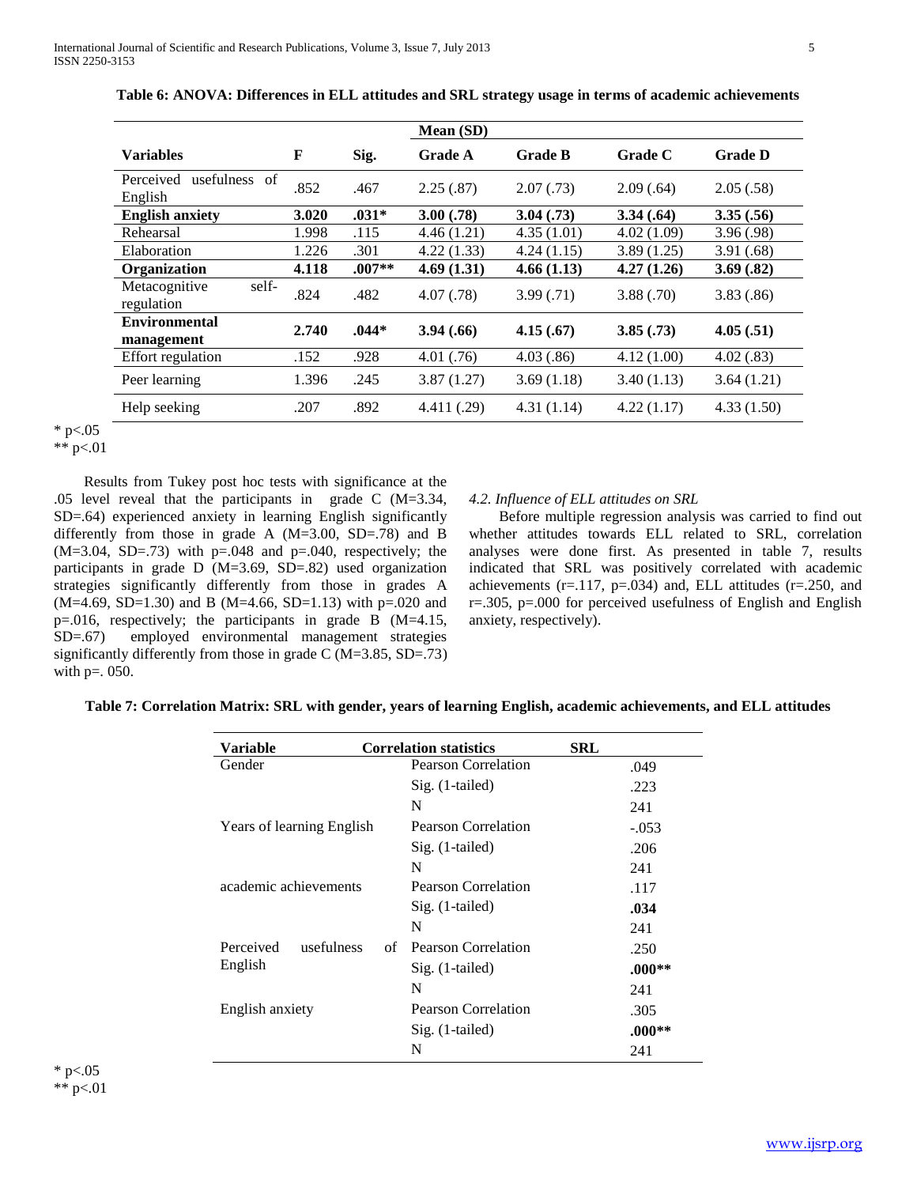**Table 6: ANOVA: Differences in ELL attitudes and SRL strategy usage in terms of academic achievements**

| Variables | F | Sig. | Mean (SD) Grade A | Grade B | Grade C | Grade D |
|---|---|---|---|---|---|---|
| Perceived usefulness of English | .852 | .467 | 2.25 (.87) | 2.07 (.73) | 2.09 (.64) | 2.05 (.58) |
| **English anxiety** | **3.020** | **.031*** | **3.00 (.78)** | **3.04 (.73)** | **3.34 (.64)** | **3.35 (.56)** |
| Rehearsal | 1.998 | .115 | 4.46 (1.21) | 4.35 (1.01) | 4.02 (1.09) | 3.96 (.98) |
| Elaboration | 1.226 | .301 | 4.22 (1.33) | 4.24 (1.15) | 3.89 (1.25) | 3.91 (.68) |
| **Organization** | **4.118** | **.007**** | **4.69 (1.31)** | **4.66 (1.13)** | **4.27 (1.26)** | **3.69 (.82)** |
| Metacognitive self-regulation | .824 | .482 | 4.07 (.78) | 3.99 (.71) | 3.88 (.70) | 3.83 (.86) |
| **Environmental management** | **2.740** | **.044*** | **3.94 (.66)** | **4.15 (.67)** | **3.85 (.73)** | **4.05 (.51)** |
| Effort regulation | .152 | .928 | 4.01 (.76) | 4.03 (.86) | 4.12 (1.00) | 4.02 (.83) |
| Peer learning | 1.396 | .245 | 3.87 (1.27) | 3.69 (1.18) | 3.40 (1.13) | 3.64 (1.21) |
| Help seeking | .207 | .892 | 4.411 (.29) | 4.31 (1.14) | 4.22 (1.17) | 4.33 (1.50) |

\* p<.05
\** p<.01

Results from Tukey post hoc tests with significance at the .05 level reveal that the participants in grade C (M=3.34, SD=.64) experienced anxiety in learning English significantly differently from those in grade A (M=3.00, SD=.78) and B (M=3.04, SD=.73) with p=.048 and p=.040, respectively; the participants in grade D (M=3.69, SD=.82) used organization strategies significantly differently from those in grades A (M=4.69, SD=1.30) and B (M=4.66, SD=1.13) with p=.020 and p=.016, respectively; the participants in grade B (M=4.15, SD=.67) employed environmental management strategies significantly differently from those in grade C (M=3.85, SD=.73) with p=. 050.

### *4.2. Influence of ELL attitudes on SRL*

Before multiple regression analysis was carried to find out whether attitudes towards ELL related to SRL, correlation analyses were done first. As presented in table 7, results indicated that SRL was positively correlated with academic achievements (r=.117, p=.034) and, ELL attitudes (r=.250, and r=.305, p=.000 for perceived usefulness of English and English anxiety, respectively).

**Table 7: Correlation Matrix: SRL with gender, years of learning English, academic achievements, and ELL attitudes**

| Variable | Correlation statistics | SRL |
|---|---|---|
| Gender | Pearson Correlation | .049 |
| | Sig. (1-tailed) | .223 |
| | N | 241 |
| Years of learning English | Pearson Correlation | -.053 |
| | Sig. (1-tailed) | .206 |
| | N | 241 |
| academic achievements | Pearson Correlation | .117 |
| | Sig. (1-tailed) | **.034** |
| | N | 241 |
| Perceived usefulness of English | Pearson Correlation | .250 |
| | Sig. (1-tailed) | **.000**** |
| | N | 241 |
| English anxiety | Pearson Correlation | .305 |
| | Sig. (1-tailed) | **.000**** |
| | N | 241 |

\* p<.05
\** p<.01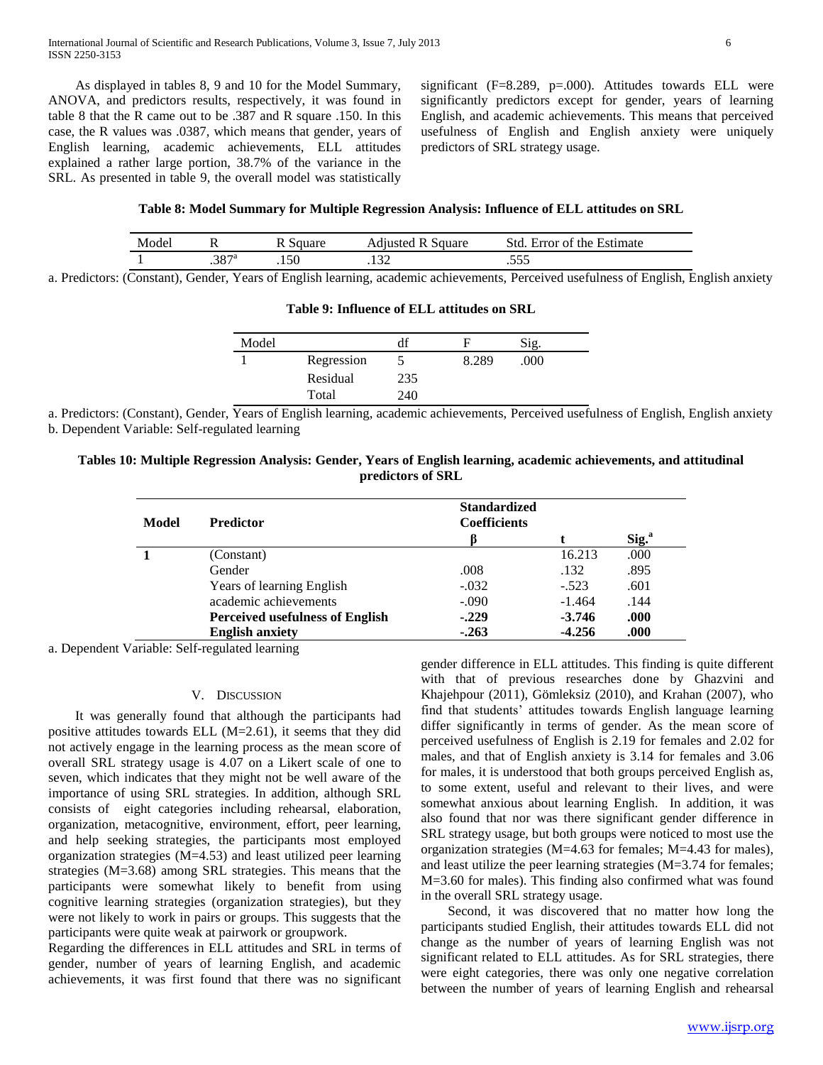As displayed in tables 8, 9 and 10 for the Model Summary, ANOVA, and predictors results, respectively, it was found in table 8 that the R came out to be .387 and R square .150. In this case, the R values was .0387, which means that gender, years of English learning, academic achievements, ELL attitudes explained a rather large portion, 38.7% of the variance in the SRL. As presented in table 9, the overall model was statistically significant (F=8.289, p=.000). Attitudes towards ELL were significantly predictors except for gender, years of learning English, and academic achievements. This means that perceived usefulness of English and English anxiety were uniquely predictors of SRL strategy usage.

**Table 8: Model Summary for Multiple Regression Analysis: Influence of ELL attitudes on SRL**

| Model | R | R Square | Adjusted R Square | Std. Error of the Estimate |
|---|---|---|---|---|
| 1 | .387[a] | .150 | .132 | .555 |

a. Predictors: (Constant), Gender, Years of English learning, academic achievements, Perceived usefulness of English, English anxiety

**Table 9: Influence of ELL attitudes on SRL**

| Model | | df | F | Sig. |
|---|---|---|---|---|
| 1 | Regression | 5 | 8.289 | .000 |
| | Residual | 235 | | |
| | Total | 240 | | |

a. Predictors: (Constant), Gender, Years of English learning, academic achievements, Perceived usefulness of English, English anxiety
b. Dependent Variable: Self-regulated learning

**Tables 10: Multiple Regression Analysis: Gender, Years of English learning, academic achievements, and attitudinal predictors of SRL**

| Model | Predictor | Standardized Coefficients | | |
|---|---|---|---|---|
| | | β | t | Sig.[a] |
| 1 | (Constant) | | 16.213 | .000 |
| | Gender | .008 | .132 | .895 |
| | Years of learning English | -.032 | -.523 | .601 |
| | academic achievements | -.090 | -1.464 | .144 |
| | **Perceived usefulness of English** | **-.229** | **-3.746** | **.000** |
| | **English anxiety** | **-.263** | **-4.256** | **.000** |

a. Dependent Variable: Self-regulated learning

## V. Discussion

It was generally found that although the participants had positive attitudes towards ELL (M=2.61), it seems that they did not actively engage in the learning process as the mean score of overall SRL strategy usage is 4.07 on a Likert scale of one to seven, which indicates that they might not be well aware of the importance of using SRL strategies. In addition, although SRL consists of eight categories including rehearsal, elaboration, organization, metacognitive, environment, effort, peer learning, and help seeking strategies, the participants most employed organization strategies (M=4.53) and least utilized peer learning strategies (M=3.68) among SRL strategies. This means that the participants were somewhat likely to benefit from using cognitive learning strategies (organization strategies), but they were not likely to work in pairs or groups. This suggests that the participants were quite weak at pairwork or groupwork.

Regarding the differences in ELL attitudes and SRL in terms of gender, number of years of learning English, and academic achievements, it was first found that there was no significant gender difference in ELL attitudes. This finding is quite different with that of previous researches done by Ghazvini and Khajehpour (2011), Gömleksiz (2010), and Krahan (2007), who find that students' attitudes towards English language learning differ significantly in terms of gender. As the mean score of perceived usefulness of English is 2.19 for females and 2.02 for males, and that of English anxiety is 3.14 for females and 3.06 for males, it is understood that both groups perceived English as, to some extent, useful and relevant to their lives, and were somewhat anxious about learning English. In addition, it was also found that nor was there significant gender difference in SRL strategy usage, but both groups were noticed to most use the organization strategies (M=4.63 for females; M=4.43 for males), and least utilize the peer learning strategies (M=3.74 for females; M=3.60 for males). This finding also confirmed what was found in the overall SRL strategy usage.

Second, it was discovered that no matter how long the participants studied English, their attitudes towards ELL did not change as the number of years of learning English was not significant related to ELL attitudes. As for SRL strategies, there were eight categories, there was only one negative correlation between the number of years of learning English and rehearsal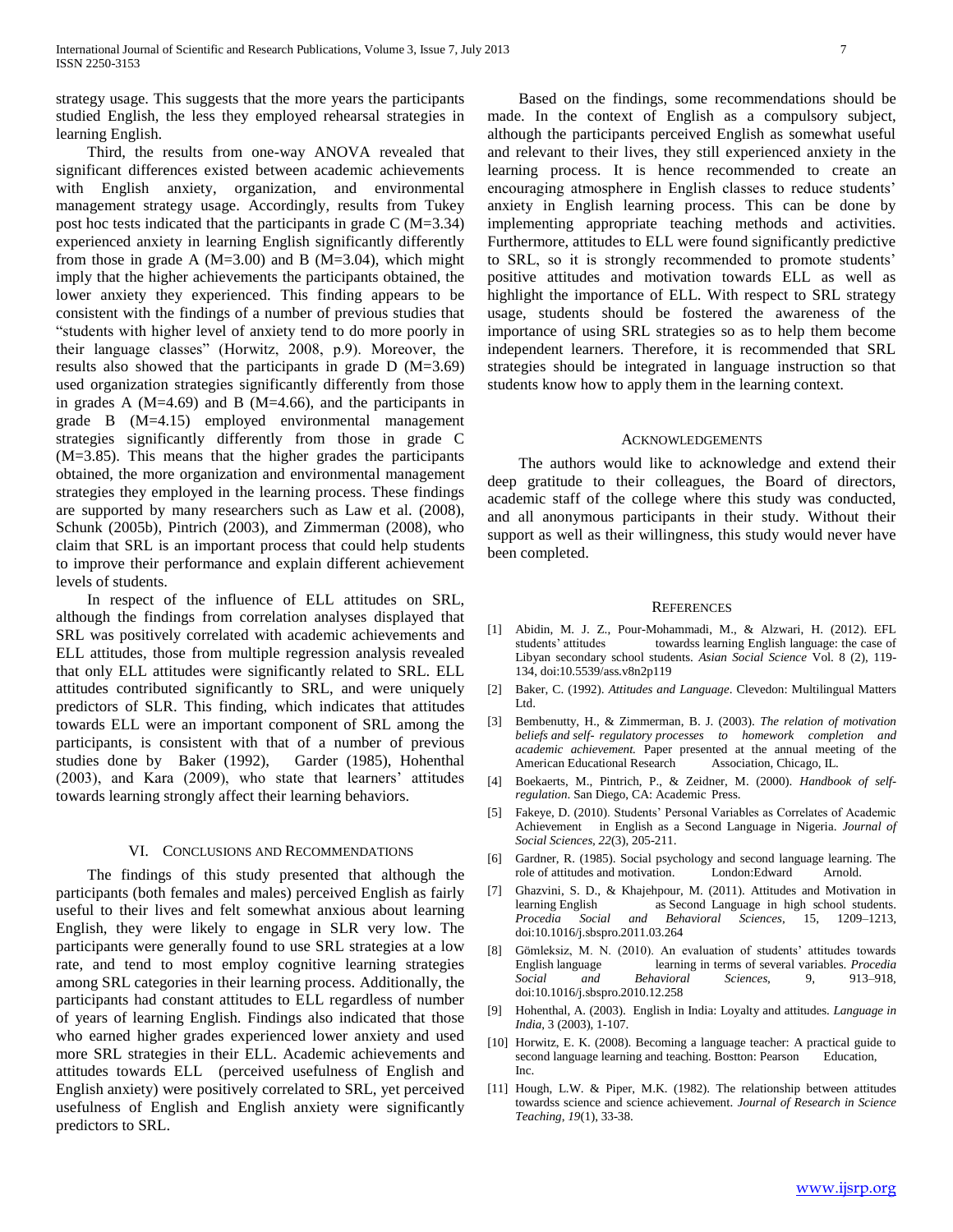strategy usage. This suggests that the more years the participants studied English, the less they employed rehearsal strategies in learning English.

Third, the results from one-way ANOVA revealed that significant differences existed between academic achievements with English anxiety, organization, and environmental management strategy usage. Accordingly, results from Tukey post hoc tests indicated that the participants in grade C (M=3.34) experienced anxiety in learning English significantly differently from those in grade A (M=3.00) and B (M=3.04), which might imply that the higher achievements the participants obtained, the lower anxiety they experienced. This finding appears to be consistent with the findings of a number of previous studies that "students with higher level of anxiety tend to do more poorly in their language classes" (Horwitz, 2008, p.9). Moreover, the results also showed that the participants in grade D (M=3.69) used organization strategies significantly differently from those in grades A (M=4.69) and B (M=4.66), and the participants in grade B (M=4.15) employed environmental management strategies significantly differently from those in grade C (M=3.85). This means that the higher grades the participants obtained, the more organization and environmental management strategies they employed in the learning process. These findings are supported by many researchers such as Law et al. (2008), Schunk (2005b), Pintrich (2003), and Zimmerman (2008), who claim that SRL is an important process that could help students to improve their performance and explain different achievement levels of students.

In respect of the influence of ELL attitudes on SRL, although the findings from correlation analyses displayed that SRL was positively correlated with academic achievements and ELL attitudes, those from multiple regression analysis revealed that only ELL attitudes were significantly related to SRL. ELL attitudes contributed significantly to SRL, and were uniquely predictors of SLR. This finding, which indicates that attitudes towards ELL were an important component of SRL among the participants, is consistent with that of a number of previous studies done by Baker (1992), Garder (1985), Hohenthal (2003), and Kara (2009), who state that learners' attitudes towards learning strongly affect their learning behaviors.

## VI. Conclusions and Recommendations

The findings of this study presented that although the participants (both females and males) perceived English as fairly useful to their lives and felt somewhat anxious about learning English, they were likely to engage in SLR very low. The participants were generally found to use SRL strategies at a low rate, and tend to most employ cognitive learning strategies among SRL categories in their learning process. Additionally, the participants had constant attitudes to ELL regardless of number of years of learning English. Findings also indicated that those who earned higher grades experienced lower anxiety and used more SRL strategies in their ELL. Academic achievements and attitudes towards ELL (perceived usefulness of English and English anxiety) were positively correlated to SRL, yet perceived usefulness of English and English anxiety were significantly predictors to SRL.

Based on the findings, some recommendations should be made. In the context of English as a compulsory subject, although the participants perceived English as somewhat useful and relevant to their lives, they still experienced anxiety in the learning process. It is hence recommended to create an encouraging atmosphere in English classes to reduce students' anxiety in English learning process. This can be done by implementing appropriate teaching methods and activities. Furthermore, attitudes to ELL were found significantly predictive to SRL, so it is strongly recommended to promote students' positive attitudes and motivation towards ELL as well as highlight the importance of ELL. With respect to SRL strategy usage, students should be fostered the awareness of the importance of using SRL strategies so as to help them become independent learners. Therefore, it is recommended that SRL strategies should be integrated in language instruction so that students know how to apply them in the learning context.

## Acknowledgements

The authors would like to acknowledge and extend their deep gratitude to their colleagues, the Board of directors, academic staff of the college where this study was conducted, and all anonymous participants in their study. Without their support as well as their willingness, this study would never have been completed.

## References

[1] Abidin, M. J. Z., Pour-Mohammadi, M., & Alzwari, H. (2012). EFL students' attitudes towardss learning English language: the case of Libyan secondary school students. *Asian Social Science* Vol. 8 (2), 119-134, doi:10.5539/ass.v8n2p119

[2] Baker, C. (1992). *Attitudes and Language*. Clevedon: Multilingual Matters Ltd.

[3] Bembenutty, H., & Zimmerman, B. J. (2003). *The relation of motivation beliefs and self- regulatory processes to homework completion and academic achievement.* Paper presented at the annual meeting of the American Educational Research Association, Chicago, IL.

[4] Boekaerts, M., Pintrich, P., & Zeidner, M. (2000). *Handbook of self-regulation*. San Diego, CA: Academic Press.

[5] Fakeye, D. (2010). Students' Personal Variables as Correlates of Academic Achievement in English as a Second Language in Nigeria. *Journal of Social Sciences, 22*(3), 205-211.

[6] Gardner, R. (1985). Social psychology and second language learning. The role of attitudes and motivation. London:Edward Arnold.

[7] Ghazvini, S. D., & Khajehpour, M. (2011). Attitudes and Motivation in learning English as Second Language in high school students. *Procedia Social and Behavioral Sciences*, 15, 1209–1213, doi:10.1016/j.sbspro.2011.03.264

[8] Gömleksiz, M. N. (2010). An evaluation of students' attitudes towards English language learning in terms of several variables. *Procedia Social and Behavioral Sciences*, 9, 913–918, doi:10.1016/j.sbspro.2010.12.258

[9] Hohenthal, A. (2003). English in India: Loyalty and attitudes. *Language in India*, 3 (2003), 1-107.

[10] Horwitz, E. K. (2008). Becoming a language teacher: A practical guide to second language learning and teaching. Bostton: Pearson Education, Inc.

[11] Hough, L.W. & Piper, M.K. (1982). The relationship between attitudes towardss science and science achievement. *Journal of Research in Science Teaching, 19*(1), 33-38.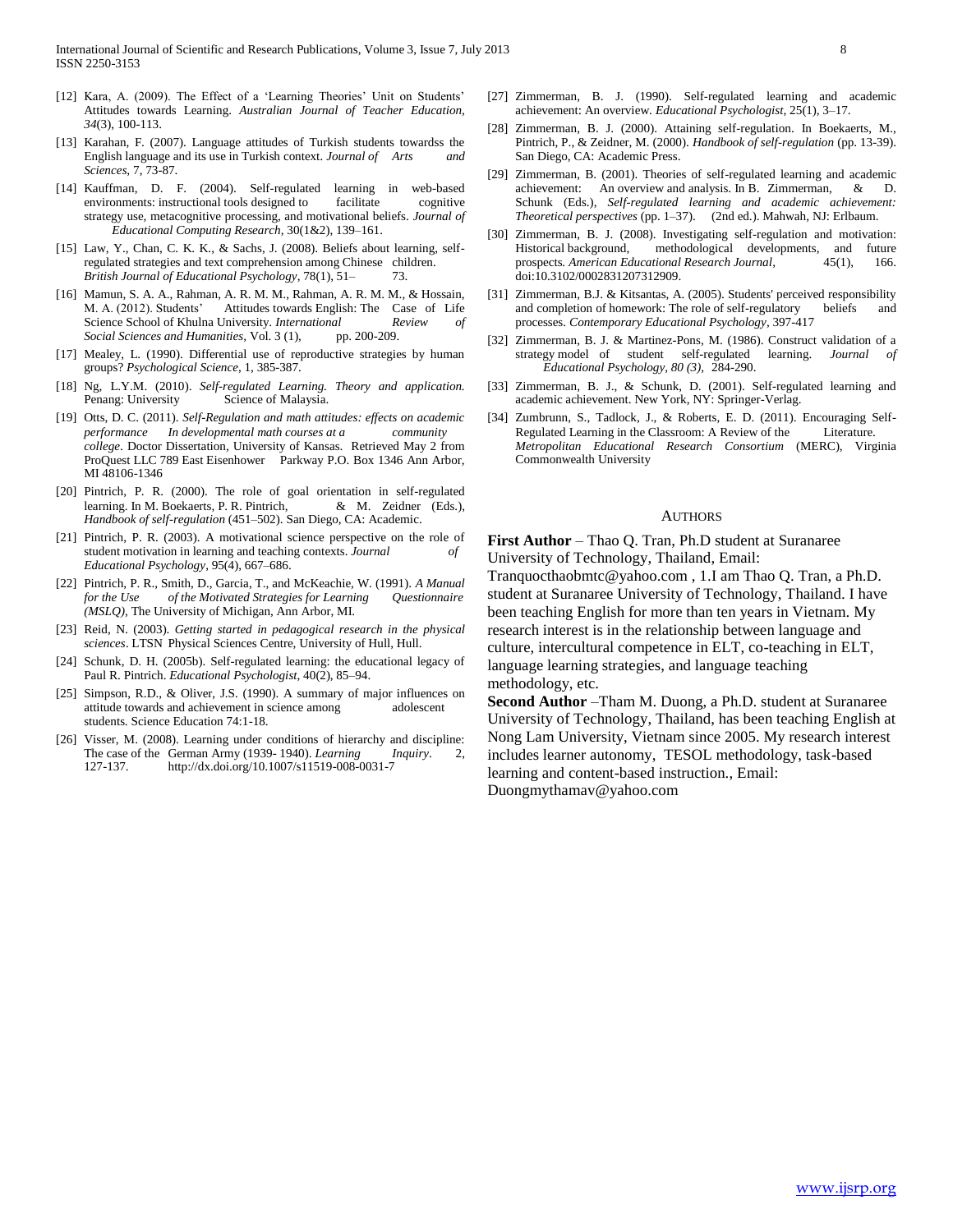[12] Kara, A. (2009). The Effect of a 'Learning Theories' Unit on Students' Attitudes towards Learning. *Australian Journal of Teacher Education, 34*(3), 100-113.

[13] Karahan, F. (2007). Language attitudes of Turkish students towardss the English language and its use in Turkish context. *Journal of Arts and Sciences*, 7, 73-87.

[14] Kauffman, D. F. (2004). Self-regulated learning in web-based environments: instructional tools designed to facilitate cognitive strategy use, metacognitive processing, and motivational beliefs. *Journal of Educational Computing Research*, 30(1&2), 139–161.

[15] Law, Y., Chan, C. K. K., & Sachs, J. (2008). Beliefs about learning, self-regulated strategies and text comprehension among Chinese children. *British Journal of Educational Psychology*, 78(1), 51– 73.

[16] Mamun, S. A. A., Rahman, A. R. M. M., Rahman, A. R. M. M., & Hossain, M. A. (2012). Students' Attitudes towards English: The Case of Life Science School of Khulna University. *International Review of Social Sciences and Humanities*, Vol. 3 (1), pp. 200-209.

[17] Mealey, L. (1990). Differential use of reproductive strategies by human groups? *Psychological Science*, 1, 385-387.

[18] Ng, L.Y.M. (2010). *Self-regulated Learning. Theory and application.* Penang: University Science of Malaysia.

[19] Otts, D. C. (2011). *Self-Regulation and math attitudes: effects on academic performance In developmental math courses at a community college*. Doctor Dissertation, University of Kansas. Retrieved May 2 from ProQuest LLC 789 East Eisenhower Parkway P.O. Box 1346 Ann Arbor, MI 48106-1346

[20] Pintrich, P. R. (2000). The role of goal orientation in self-regulated learning. In M. Boekaerts, P. R. Pintrich, & M. Zeidner (Eds.), *Handbook of self-regulation* (451–502). San Diego, CA: Academic.

[21] Pintrich, P. R. (2003). A motivational science perspective on the role of student motivation in learning and teaching contexts. *Journal of Educational Psychology*, 95(4), 667–686.

[22] Pintrich, P. R., Smith, D., Garcia, T., and McKeachie, W. (1991). *A Manual for the Use of the Motivated Strategies for Learning Questionnaire (MSLQ)*, The University of Michigan, Ann Arbor, MI.

[23] Reid, N. (2003). *Getting started in pedagogical research in the physical sciences*. LTSN Physical Sciences Centre, University of Hull, Hull.

[24] Schunk, D. H. (2005b). Self-regulated learning: the educational legacy of Paul R. Pintrich. *Educational Psychologist*, 40(2), 85–94.

[25] Simpson, R.D., & Oliver, J.S. (1990). A summary of major influences on attitude towards and achievement in science among adolescent students. Science Education 74:1-18.

[26] Visser, M. (2008). Learning under conditions of hierarchy and discipline: The case of the German Army (1939- 1940). *Learning Inquiry*. 2, 127-137. http://dx.doi.org/10.1007/s11519-008-0031-7

[27] Zimmerman, B. J. (1990). Self-regulated learning and academic achievement: An overview. *Educational Psychologist*, 25(1), 3–17.

[28] Zimmerman, B. J. (2000). Attaining self-regulation. In Boekaerts, M., Pintrich, P., & Zeidner, M. (2000). *Handbook of self-regulation* (pp. 13-39). San Diego, CA: Academic Press.

[29] Zimmerman, B. (2001). Theories of self-regulated learning and academic achievement: An overview and analysis. In B. Zimmerman, & D. Schunk (Eds.), *Self-regulated learning and academic achievement: Theoretical perspectives* (pp. 1–37). (2nd ed.). Mahwah, NJ: Erlbaum.

[30] Zimmerman, B. J. (2008). Investigating self-regulation and motivation: Historical background, methodological developments, and future prospects. *American Educational Research Journal*, 45(1), 166. doi:10.3102/0002831207312909.

[31] Zimmerman, B.J. & Kitsantas, A. (2005). Students' perceived responsibility and completion of homework: The role of self-regulatory beliefs and processes. *Contemporary Educational Psychology*, 397-417

[32] Zimmerman, B. J. & Martinez-Pons, M. (1986). Construct validation of a strategy model of student self-regulated learning. *Journal of Educational Psychology, 80 (3)*, 284-290.

[33] Zimmerman, B. J., & Schunk, D. (2001). Self-regulated learning and academic achievement. New York, NY: Springer-Verlag.

[34] Zumbrunn, S., Tadlock, J., & Roberts, E. D. (2011). Encouraging Self-Regulated Learning in the Classroom: A Review of the Literature. *Metropolitan Educational Research Consortium* (MERC), Virginia Commonwealth University

## AUTHORS

**First Author** – Thao Q. Tran, Ph.D student at Suranaree University of Technology, Thailand, Email: Tranquocthaobmtc@yahoo.com , 1.I am Thao Q. Tran, a Ph.D. student at Suranaree University of Technology, Thailand. I have been teaching English for more than ten years in Vietnam. My research interest is in the relationship between language and culture, intercultural competence in ELT, co-teaching in ELT, language learning strategies, and language teaching methodology, etc.

**Second Author** –Tham M. Duong, a Ph.D. student at Suranaree University of Technology, Thailand, has been teaching English at Nong Lam University, Vietnam since 2005. My research interest includes learner autonomy, TESOL methodology, task-based learning and content-based instruction., Email: Duongmythamav@yahoo.com